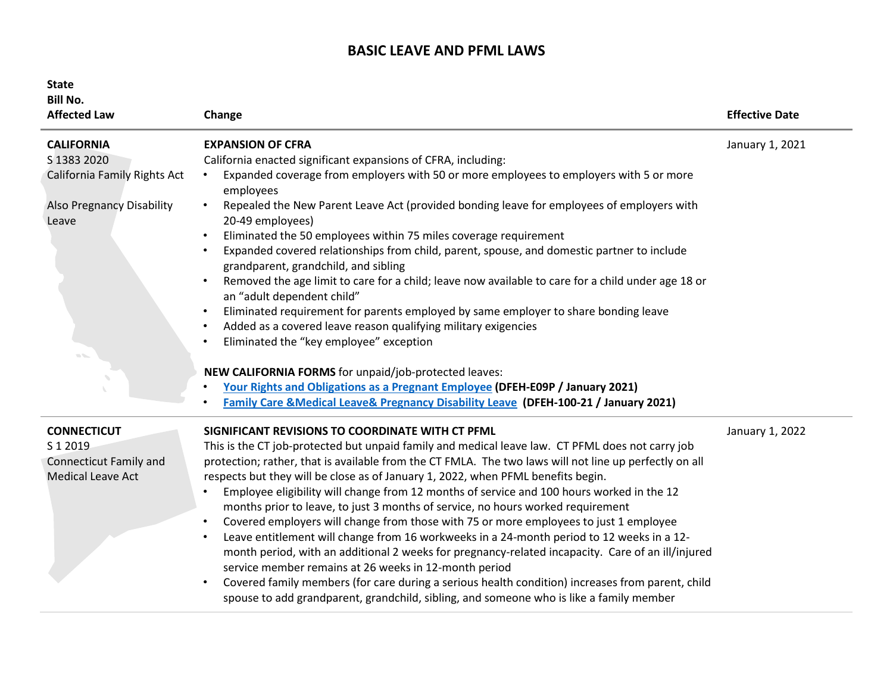# BASIC LEAVE AND PFML LAWS

| State<br>Bill No.<br>Affected Law | Change | Effective Date |
|---|---|---|
| **CALIFORNIA**<br>S 1383 2020<br>California Family Rights Act<br><br>Also Pregnancy Disability Leave | **EXPANSION OF CFRA**<br>California enacted significant expansions of CFRA, including:<br>• Expanded coverage from employers with 50 or more employees to employers with 5 or more employees<br>• Repealed the New Parent Leave Act (provided bonding leave for employees of employers with 20-49 employees)<br>• Eliminated the 50 employees within 75 miles coverage requirement<br>• Expanded covered relationships from child, parent, spouse, and domestic partner to include grandparent, grandchild, and sibling<br>• Removed the age limit to care for a child; leave now available to care for a child under age 18 or an "adult dependent child"<br>• Eliminated requirement for parents employed by same employer to share bonding leave<br>• Added as a covered leave reason qualifying military exigencies<br>• Eliminated the "key employee" exception<br><br>**NEW CALIFORNIA FORMS** for unpaid/job-protected leaves:<br>• **Your Rights and Obligations as a Pregnant Employee** **(DFEH-E09P / January 2021)**<br>• **Family Care &Medical Leave& Pregnancy Disability Leave** **(DFEH-100-21 / January 2021)** | January 1, 2021 |
| **CONNECTICUT**<br>S 1 2019<br>Connecticut Family and Medical Leave Act | **SIGNIFICANT REVISIONS TO COORDINATE WITH CT PFML**<br>This is the CT job-protected but unpaid family and medical leave law. CT PFML does not carry job protection; rather, that is available from the CT FMLA. The two laws will not line up perfectly on all respects but they will be close as of January 1, 2022, when PFML benefits begin.<br>• Employee eligibility will change from 12 months of service and 100 hours worked in the 12 months prior to leave, to just 3 months of service, no hours worked requirement<br>• Covered employers will change from those with 75 or more employees to just 1 employee<br>• Leave entitlement will change from 16 workweeks in a 24-month period to 12 weeks in a 12-month period, with an additional 2 weeks for pregnancy-related incapacity. Care of an ill/injured service member remains at 26 weeks in 12-month period<br>• Covered family members (for care during a serious health condition) increases from parent, child spouse to add grandparent, grandchild, sibling, and someone who is like a family member | January 1, 2022 |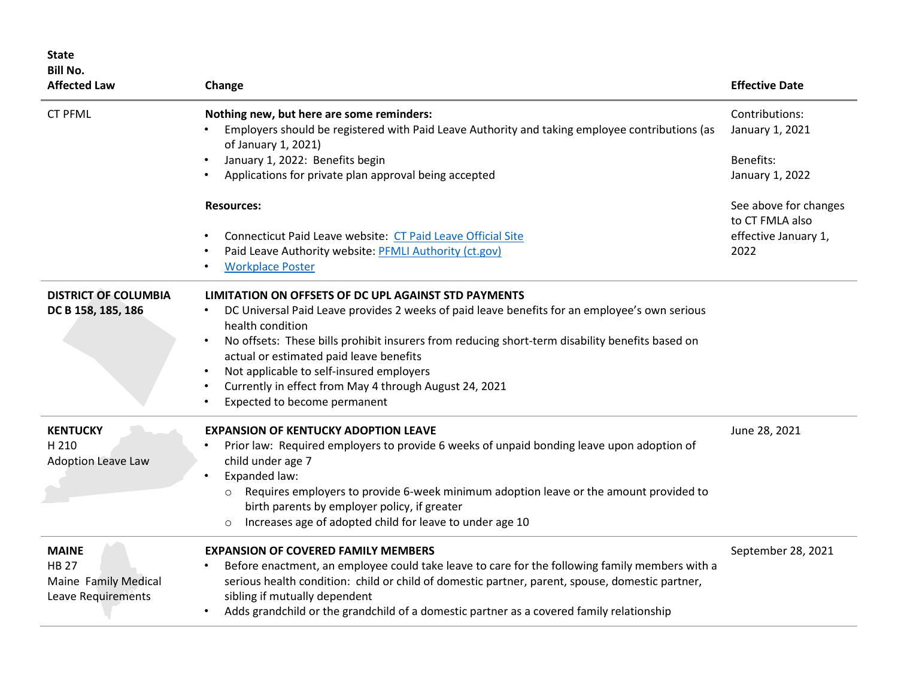| State<br>Bill No.<br>Affected Law | Change | Effective Date |
|---|---|---|
| CT PFML | **Nothing new, but here are some reminders:**<br>• Employers should be registered with Paid Leave Authority and taking employee contributions (as of January 1, 2021)<br>• January 1, 2022: Benefits begin<br>• Applications for private plan approval being accepted<br><br>**Resources:**<br>• Connecticut Paid Leave website: [CT Paid Leave Official Site]()<br>• Paid Leave Authority website: [PFMLI Authority (ct.gov)]()<br>• [Workplace Poster]() | Contributions: January 1, 2021<br><br>Benefits: January 1, 2022<br><br>See above for changes to CT FMLA also effective January 1, 2022 |
| **DISTRICT OF COLUMBIA**<br>**DC B 158, 185, 186** | **LIMITATION ON OFFSETS OF DC UPL AGAINST STD PAYMENTS**<br>• DC Universal Paid Leave provides 2 weeks of paid leave benefits for an employee's own serious health condition<br>• No offsets: These bills prohibit insurers from reducing short-term disability benefits based on actual or estimated paid leave benefits<br>• Not applicable to self-insured employers<br>• Currently in effect from May 4 through August 24, 2021<br>• Expected to become permanent | |
| **KENTUCKY**<br>H 210<br>Adoption Leave Law | **EXPANSION OF KENTUCKY ADOPTION LEAVE**<br>• Prior law: Required employers to provide 6 weeks of unpaid bonding leave upon adoption of child under age 7<br>• Expanded law:<br>&nbsp;&nbsp;○ Requires employers to provide 6-week minimum adoption leave or the amount provided to birth parents by employer policy, if greater<br>&nbsp;&nbsp;○ Increases age of adopted child for leave to under age 10 | June 28, 2021 |
| **MAINE**<br>HB 27<br>Maine Family Medical Leave Requirements | **EXPANSION OF COVERED FAMILY MEMBERS**<br>• Before enactment, an employee could take leave to care for the following family members with a serious health condition: child or child of domestic partner, parent, spouse, domestic partner, sibling if mutually dependent<br>• Adds grandchild or the grandchild of a domestic partner as a covered family relationship | September 28, 2021 |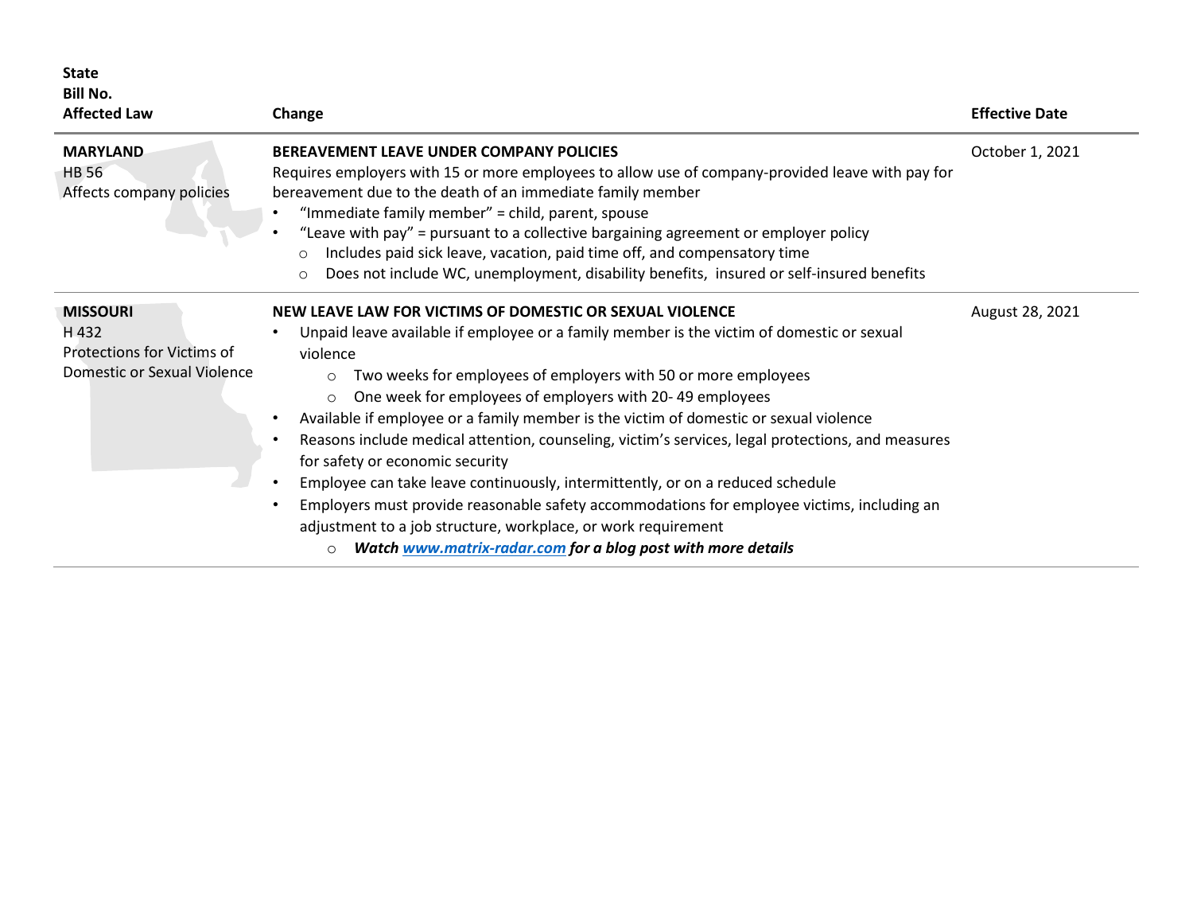| State<br>Bill No.<br>Affected Law | Change | Effective Date |
|---|---|---|
| **MARYLAND**<br>HB 56<br>Affects company policies | **BEREAVEMENT LEAVE UNDER COMPANY POLICIES**<br>Requires employers with 15 or more employees to allow use of company-provided leave with pay for bereavement due to the death of an immediate family member<br>• "Immediate family member" = child, parent, spouse<br>• "Leave with pay" = pursuant to a collective bargaining agreement or employer policy<br>  ○ Includes paid sick leave, vacation, paid time off, and compensatory time<br>  ○ Does not include WC, unemployment, disability benefits, insured or self-insured benefits | October 1, 2021 |
| **MISSOURI**<br>H 432<br>Protections for Victims of Domestic or Sexual Violence | **NEW LEAVE LAW FOR VICTIMS OF DOMESTIC OR SEXUAL VIOLENCE**<br>• Unpaid leave available if employee or a family member is the victim of domestic or sexual violence<br>  ○ Two weeks for employees of employers with 50 or more employees<br>  ○ One week for employees of employers with 20- 49 employees<br>• Available if employee or a family member is the victim of domestic or sexual violence<br>• Reasons include medical attention, counseling, victim's services, legal protections, and measures for safety or economic security<br>• Employee can take leave continuously, intermittently, or on a reduced schedule<br>• Employers must provide reasonable safety accommodations for employee victims, including an adjustment to a job structure, workplace, or work requirement<br>  ○ ***Watch [www.matrix-radar.com](http://www.matrix-radar.com) for a blog post with more details*** | August 28, 2021 |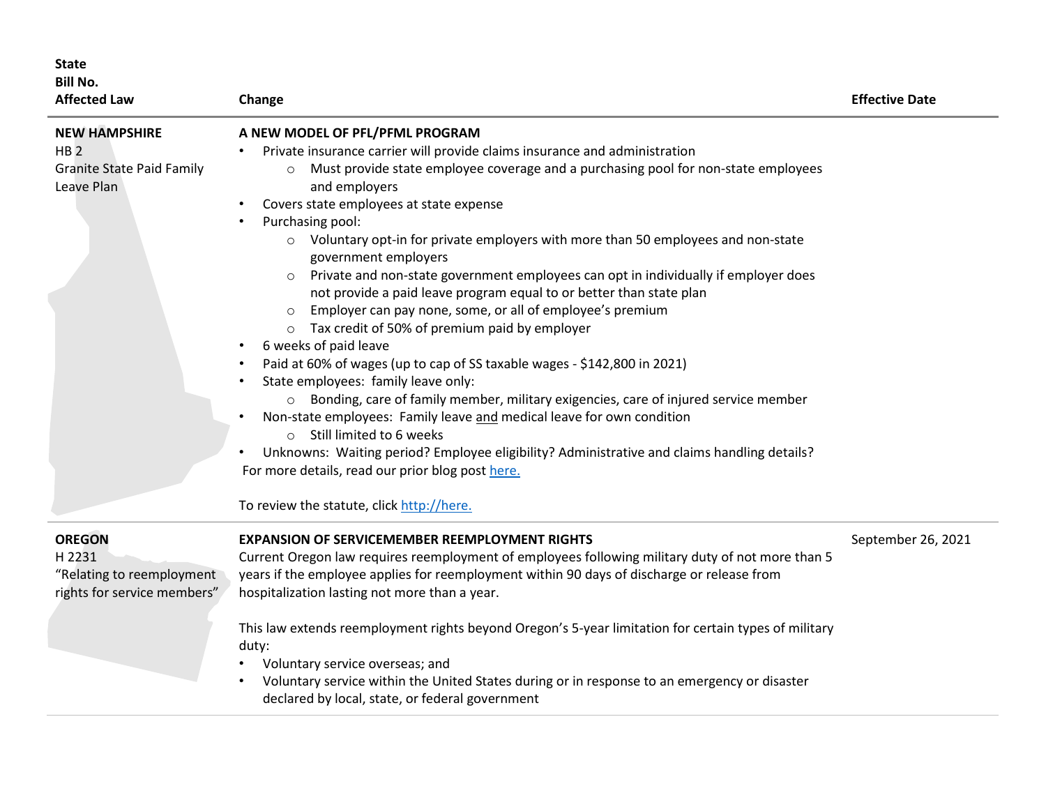| State<br>Bill No.<br>Affected Law | Change | Effective Date |
|---|---|---|
| **NEW HAMPSHIRE**<br>HB 2<br>Granite State Paid Family Leave Plan | **A NEW MODEL OF PFL/PFML PROGRAM**<br>• Private insurance carrier will provide claims insurance and administration<br>  ○ Must provide state employee coverage and a purchasing pool for non-state employees and employers<br>• Covers state employees at state expense<br>• Purchasing pool:<br>  ○ Voluntary opt-in for private employers with more than 50 employees and non-state government employers<br>  ○ Private and non-state government employees can opt in individually if employer does not provide a paid leave program equal to or better than state plan<br>  ○ Employer can pay none, some, or all of employee's premium<br>  ○ Tax credit of 50% of premium paid by employer<br>• 6 weeks of paid leave<br>• Paid at 60% of wages (up to cap of SS taxable wages - $142,800 in 2021)<br>• State employees: family leave only:<br>  ○ Bonding, care of family member, military exigencies, care of injured service member<br>• Non-state employees: Family leave <u>and</u> medical leave for own condition<br>  ○ Still limited to 6 weeks<br>• Unknowns: Waiting period? Employee eligibility? Administrative and claims handling details?<br>For more details, read our prior blog post [here.](here.)<br><br>To review the statute, click [http://here.](http://here.) | |
| **OREGON**<br>H 2231<br>"Relating to reemployment rights for service members" | **EXPANSION OF SERVICEMEMBER REEMPLOYMENT RIGHTS**<br>Current Oregon law requires reemployment of employees following military duty of not more than 5 years if the employee applies for reemployment within 90 days of discharge or release from hospitalization lasting not more than a year.<br><br>This law extends reemployment rights beyond Oregon's 5-year limitation for certain types of military duty:<br>• Voluntary service overseas; and<br>• Voluntary service within the United States during or in response to an emergency or disaster declared by local, state, or federal government | September 26, 2021 |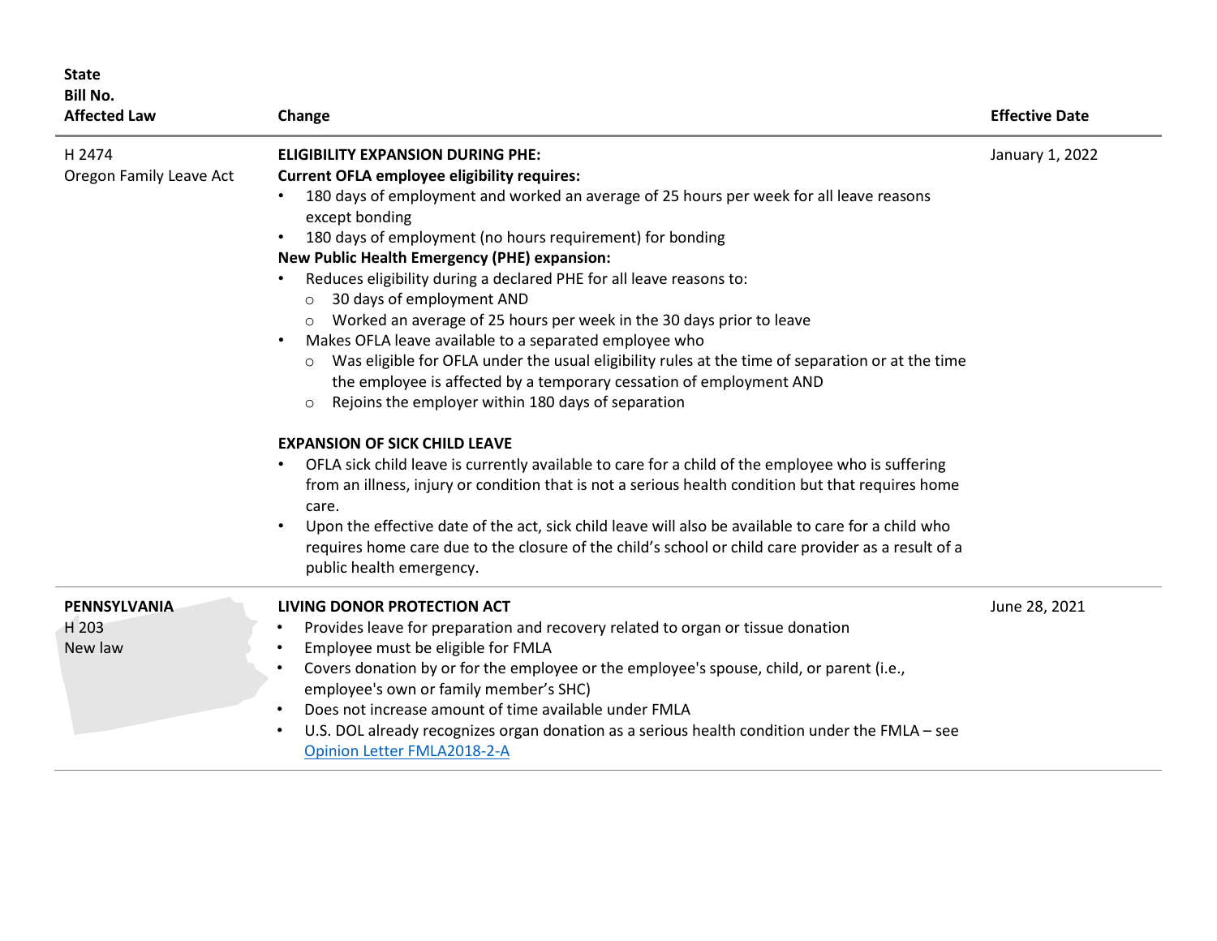| State<br>Bill No.<br>Affected Law | Change | Effective Date |
|---|---|---|
| H 2474<br>Oregon Family Leave Act | **ELIGIBILITY EXPANSION DURING PHE:**<br>**Current OFLA employee eligibility requires:**<br>• 180 days of employment and worked an average of 25 hours per week for all leave reasons except bonding<br>• 180 days of employment (no hours requirement) for bonding<br>**New Public Health Emergency (PHE) expansion:**<br>• Reduces eligibility during a declared PHE for all leave reasons to:<br>&nbsp;&nbsp;○ 30 days of employment AND<br>&nbsp;&nbsp;○ Worked an average of 25 hours per week in the 30 days prior to leave<br>• Makes OFLA leave available to a separated employee who<br>&nbsp;&nbsp;○ Was eligible for OFLA under the usual eligibility rules at the time of separation or at the time the employee is affected by a temporary cessation of employment AND<br>&nbsp;&nbsp;○ Rejoins the employer within 180 days of separation<br><br>**EXPANSION OF SICK CHILD LEAVE**<br>• OFLA sick child leave is currently available to care for a child of the employee who is suffering from an illness, injury or condition that is not a serious health condition but that requires home care.<br>• Upon the effective date of the act, sick child leave will also be available to care for a child who requires home care due to the closure of the child's school or child care provider as a result of a public health emergency. | January 1, 2022 |
| **PENNSYLVANIA**<br>H 203<br>New law | **LIVING DONOR PROTECTION ACT**<br>• Provides leave for preparation and recovery related to organ or tissue donation<br>• Employee must be eligible for FMLA<br>• Covers donation by or for the employee or the employee's spouse, child, or parent (i.e., employee's own or family member's SHC)<br>• Does not increase amount of time available under FMLA<br>• U.S. DOL already recognizes organ donation as a serious health condition under the FMLA – see Opinion Letter FMLA2018-2-A | June 28, 2021 |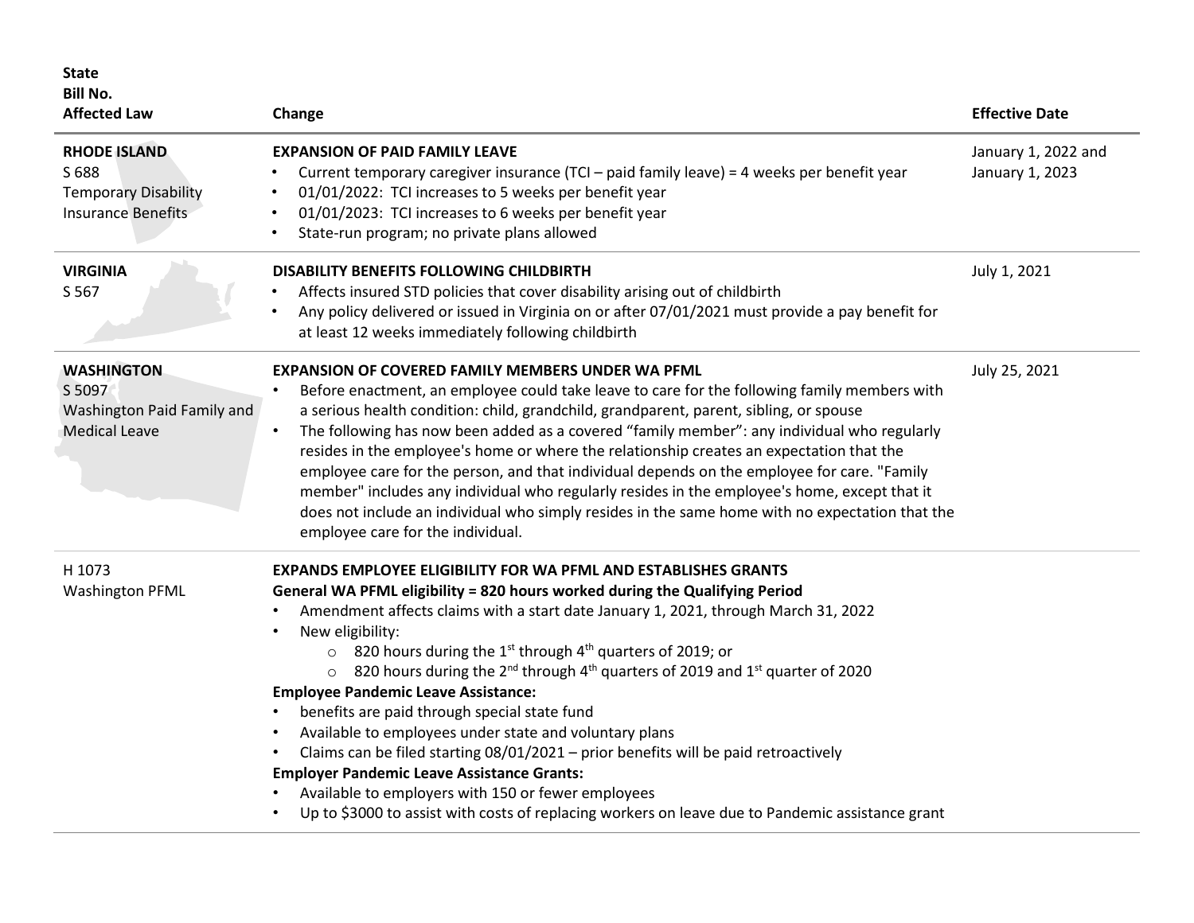| State<br>Bill No.<br>Affected Law | Change | Effective Date |
|---|---|---|
| **RHODE ISLAND**<br>S 688<br>Temporary Disability Insurance Benefits | **EXPANSION OF PAID FAMILY LEAVE**<br>• Current temporary caregiver insurance (TCI – paid family leave) = 4 weeks per benefit year<br>• 01/01/2022: TCI increases to 5 weeks per benefit year<br>• 01/01/2023: TCI increases to 6 weeks per benefit year<br>• State-run program; no private plans allowed | January 1, 2022 and January 1, 2023 |
| **VIRGINIA**<br>S 567 | **DISABILITY BENEFITS FOLLOWING CHILDBIRTH**<br>• Affects insured STD policies that cover disability arising out of childbirth<br>• Any policy delivered or issued in Virginia on or after 07/01/2021 must provide a pay benefit for at least 12 weeks immediately following childbirth | July 1, 2021 |
| **WASHINGTON**<br>S 5097<br>Washington Paid Family and Medical Leave | **EXPANSION OF COVERED FAMILY MEMBERS UNDER WA PFML**<br>• Before enactment, an employee could take leave to care for the following family members with a serious health condition: child, grandchild, grandparent, parent, sibling, or spouse<br>• The following has now been added as a covered "family member": any individual who regularly resides in the employee's home or where the relationship creates an expectation that the employee care for the person, and that individual depends on the employee for care. "Family member" includes any individual who regularly resides in the employee's home, except that it does not include an individual who simply resides in the same home with no expectation that the employee care for the individual. | July 25, 2021 |
| H 1073<br>Washington PFML | **EXPANDS EMPLOYEE ELIGIBILITY FOR WA PFML AND ESTABLISHES GRANTS**<br>**General WA PFML eligibility = 820 hours worked during the Qualifying Period**<br>• Amendment affects claims with a start date January 1, 2021, through March 31, 2022<br>• New eligibility:<br>  ○ 820 hours during the 1st through 4th quarters of 2019; or<br>  ○ 820 hours during the 2nd through 4th quarters of 2019 and 1st quarter of 2020<br>**Employee Pandemic Leave Assistance:**<br>• benefits are paid through special state fund<br>• Available to employees under state and voluntary plans<br>• Claims can be filed starting 08/01/2021 – prior benefits will be paid retroactively<br>**Employer Pandemic Leave Assistance Grants:**<br>• Available to employers with 150 or fewer employees<br>• Up to $3000 to assist with costs of replacing workers on leave due to Pandemic assistance grant | |